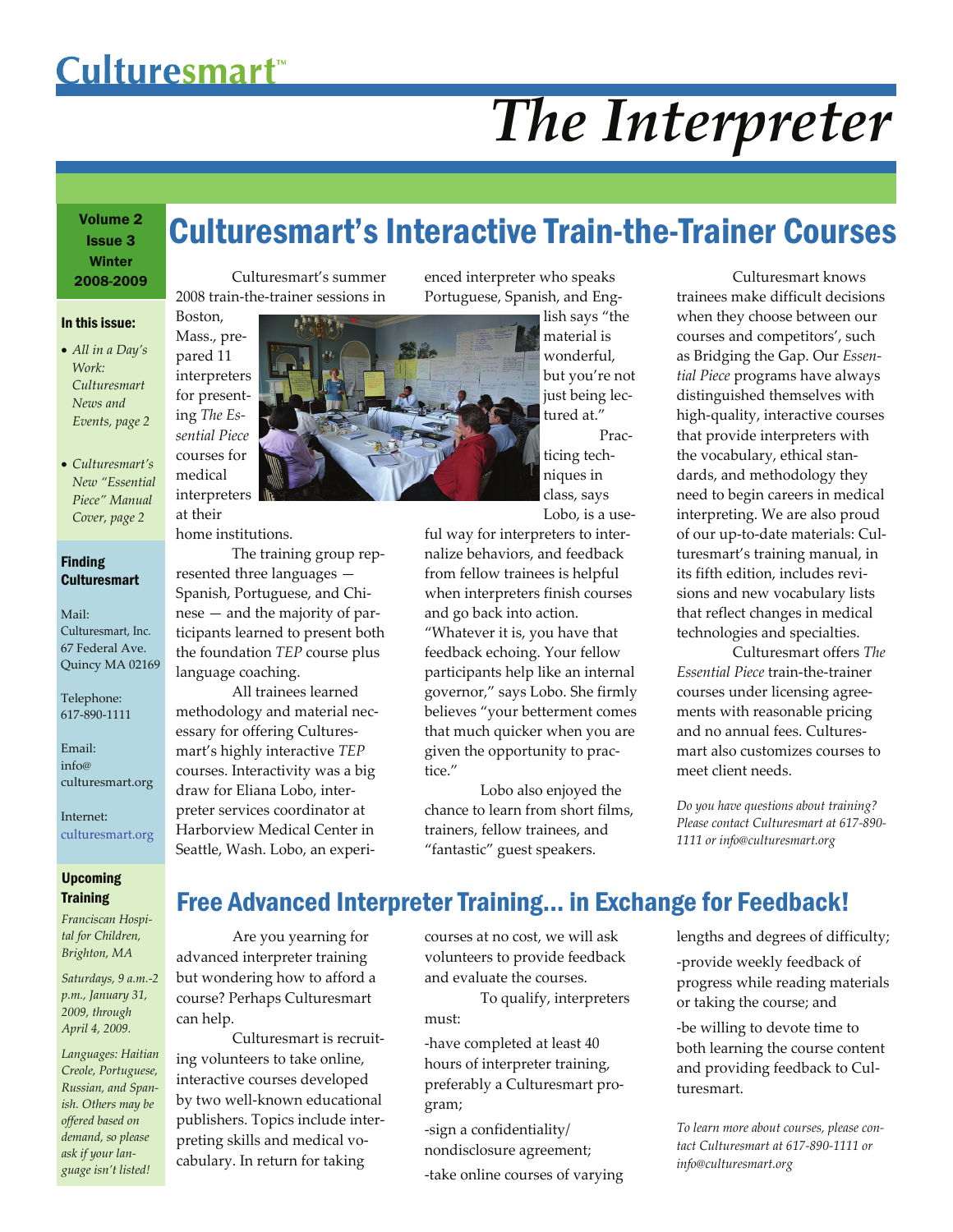# Culturesmart™

# The Interpreter

**Volume 2**
**Issue 3**
**Winter**
**2008-2009**

## Culturesmart's Interactive Train-the-Trainer Courses

Culturesmart's summer 2008 train-the-trainer sessions in Boston, Mass., prepared 11 interpreters for presenting *The Essential Piece* courses for medical interpreters at their home institutions.

The training group represented three languages — Spanish, Portuguese, and Chinese — and the majority of participants learned to present both the foundation *TEP* course plus language coaching.

All trainees learned methodology and material necessary for offering Culturesmart's highly interactive *TEP* courses. Interactivity was a big draw for Eliana Lobo, interpreter services coordinator at Harborview Medical Center in Seattle, Wash. Lobo, an experienced interpreter who speaks Portuguese, Spanish, and English says "the material is wonderful, but you're not just being lectured at."

Practicing techniques in class, says Lobo, is a useful way for interpreters to internalize behaviors, and feedback from fellow trainees is helpful when interpreters finish courses and go back into action. "Whatever it is, you have that feedback echoing. Your fellow participants help like an internal governor," says Lobo. She firmly believes "your betterment comes that much quicker when you are given the opportunity to practice."

Lobo also enjoyed the chance to learn from short films, trainers, fellow trainees, and "fantastic" guest speakers.

Culturesmart knows trainees make difficult decisions when they choose between our courses and competitors', such as Bridging the Gap. Our *Essential Piece* programs have always distinguished themselves with high-quality, interactive courses that provide interpreters with the vocabulary, ethical standards, and methodology they need to begin careers in medical interpreting. We are also proud of our up-to-date materials: Culturesmart's training manual, in its fifth edition, includes revisions and new vocabulary lists that reflect changes in medical technologies and specialties.

Culturesmart offers *The Essential Piece* train-the-trainer courses under licensing agreements with reasonable pricing and no annual fees. Culturesmart also customizes courses to meet client needs.

*Do you have questions about training? Please contact Culturesmart at 617-890-1111 or info@culturesmart.org*

## Free Advanced Interpreter Training... in Exchange for Feedback!

Are you yearning for advanced interpreter training but wondering how to afford a course? Perhaps Culturesmart can help.

Culturesmart is recruiting volunteers to take online, interactive courses developed by two well-known educational publishers. Topics include interpreting skills and medical vocabulary. In return for taking courses at no cost, we will ask volunteers to provide feedback and evaluate the courses.

To qualify, interpreters must:

-have completed at least 40 hours of interpreter training, preferably a Culturesmart program;

-sign a confidentiality/nondisclosure agreement;

-take online courses of varying lengths and degrees of difficulty;

-provide weekly feedback of progress while reading materials or taking the course; and

-be willing to devote time to both learning the course content and providing feedback to Culturesmart.

*To learn more about courses, please contact Culturesmart at 617-890-1111 or info@culturesmart.org*

### In this issue:

- *All in a Day's Work: Culturesmart News and Events, page 2*
- *Culturesmart's New "Essential Piece" Manual Cover, page 2*

### Finding Culturesmart

Mail:
Culturesmart, Inc.
67 Federal Ave.
Quincy MA 02169

Telephone:
617-890-1111

Email:
info@culturesmart.org

Internet:
culturesmart.org

### Upcoming Training

*Franciscan Hospital for Children, Brighton, MA*

*Saturdays, 9 a.m.-2 p.m., January 31, 2009, through April 4, 2009.*

*Languages: Haitian Creole, Portuguese, Russian, and Spanish. Others may be offered based on demand, so please ask if your language isn't listed!*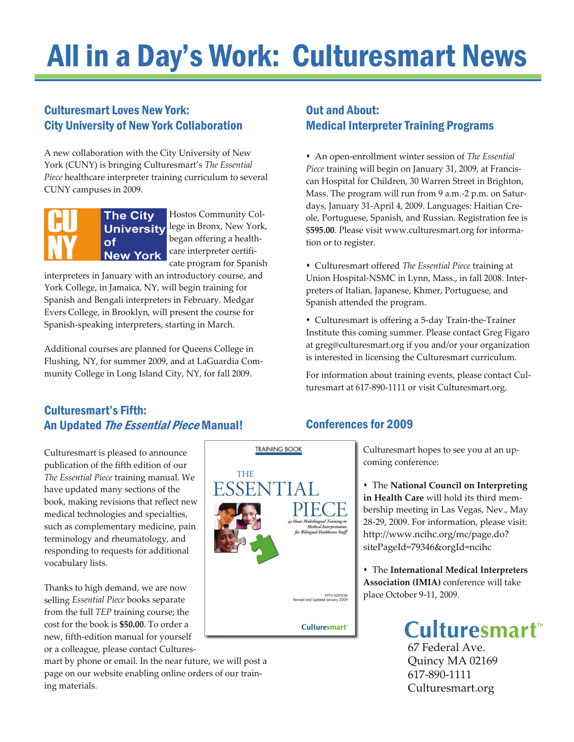# All in a Day's Work: Culturesmart News

## Culturesmart Loves New York: City University of New York Collaboration

A new collaboration with the City University of New York (CUNY) is bringing Culturesmart's *The Essential Piece* healthcare interpreter training curriculum to several CUNY campuses in 2009.

CUNY The City University of New York

Hostos Community College in Bronx, New York, began offering a healthcare interpreter certificate program for Spanish interpreters in January with an introductory course, and York College, in Jamaica, NY, will begin training for Spanish and Bengali interpreters in February. Medgar Evers College, in Brooklyn, will present the course for Spanish-speaking interpreters, starting in March.

Additional courses are planned for Queens College in Flushing, NY, for summer 2009, and at LaGuardia Community College in Long Island City, NY, for fall 2009.

## Culturesmart's Fifth: An Updated *The Essential Piece* Manual!

Culturesmart is pleased to announce publication of the fifth edition of our *The Essential Piece* training manual. We have updated many sections of the book, making revisions that reflect new medical technologies and specialties, such as complementary medicine, pain terminology and rheumatology, and responding to requests for additional vocabulary lists.

Thanks to high demand, we are now selling *Essential Piece* books separate from the full *TEP* training course; the cost for the book is **$50.00**. To order a new, fifth-edition manual for yourself or a colleague, please contact Culturesmart by phone or email. In the near future, we will post a page on our website enabling online orders of our training materials.

TRAINING BOOK

THE ESSENTIAL PIECE

*45-Hour Multilingual Training in Medical Interpretation for Bilingual Healthcare Staff*

FIFTH EDITION
Revised and Updated January 2009

Culturesmart™

## Out and About: Medical Interpreter Training Programs

- An open-enrollment winter session of *The Essential Piece* training will begin on January 31, 2009, at Franciscan Hospital for Children, 30 Warren Street in Brighton, Mass. The program will run from 9 a.m.-2 p.m. on Saturdays, January 31-April 4, 2009. Languages: Haitian Creole, Portuguese, Spanish, and Russian. Registration fee is $**595.00**. Please visit www.culturesmart.org for information or to register.

- Culturesmart offered *The Essential Piece* training at Union Hospital-NSMC in Lynn, Mass., in fall 2008. Interpreters of Italian, Japanese, Khmer, Portuguese, and Spanish attended the program.

- Culturesmart is offering a 5-day Train-the-Trainer Institute this coming summer. Please contact Greg Figaro at greg@culturesmart.org if you and/or your organization is interested in licensing the Culturesmart curriculum.

For information about training events, please contact Culturesmart at 617-890-1111 or visit Culturesmart.org.

## Conferences for 2009

Culturesmart hopes to see you at an upcoming conference:

- The **National Council on Interpreting in Health Care** will hold its third membership meeting in Las Vegas, Nev., May 28-29, 2009. For information, please visit: http://www.ncihc.org/mc/page.do?sitePageId=79346&orgId=ncihc

- The **International Medical Interpreters Association (IMIA)** conference will take place October 9-11, 2009.

**Culturesmart™**
67 Federal Ave.
Quincy MA 02169
617-890-1111
Culturesmart.org